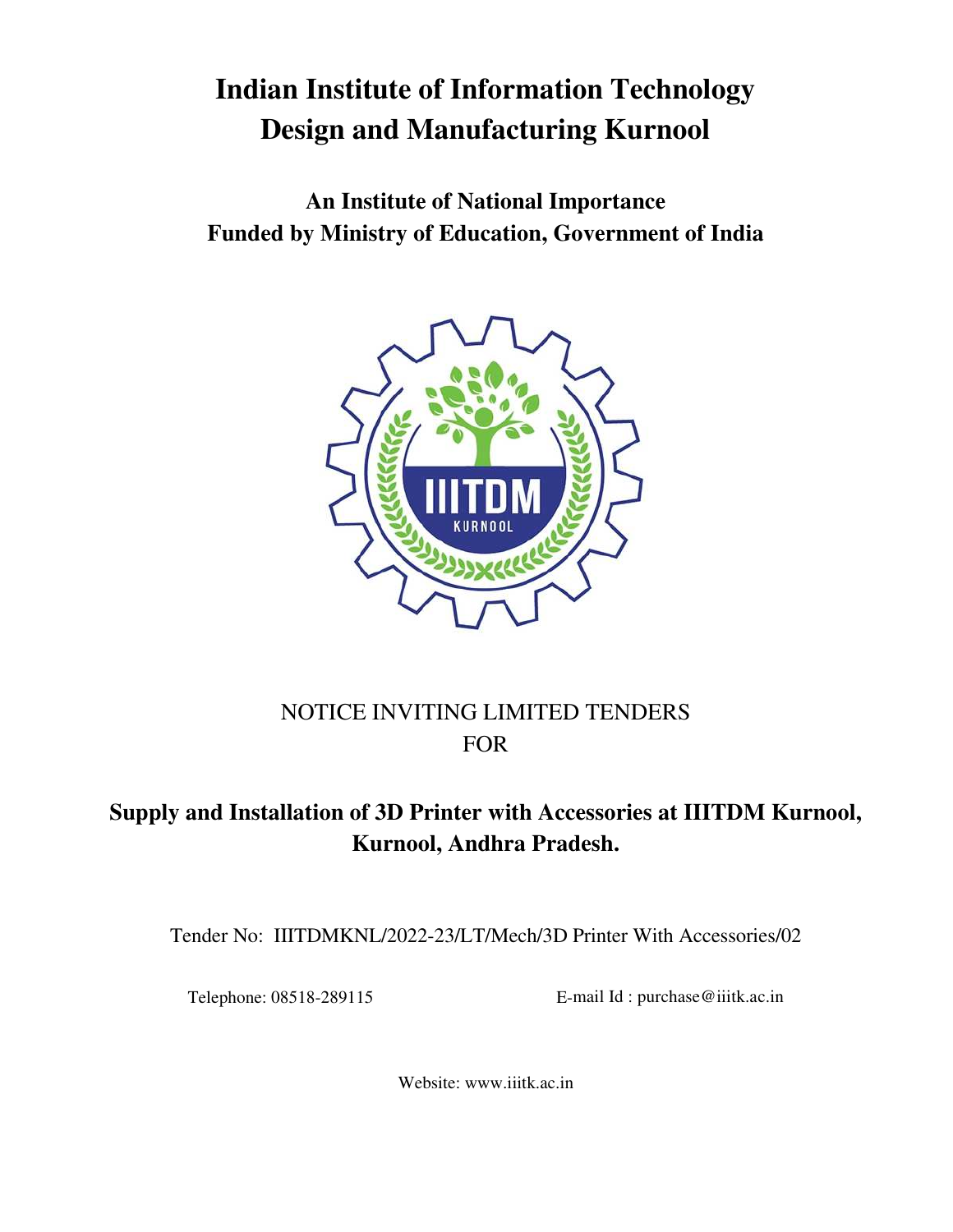# Indian Institute of Information Technology Design and Manufacturing Kurnool

**An Institute of National Importance**
**Funded by Ministry of Education, Government of India**

NOTICE INVITING LIMITED TENDERS
FOR

## Supply and Installation of 3D Printer with Accessories at IIITDM Kurnool, Kurnool, Andhra Pradesh.

Tender No: IIITDMKNL/2022-23/LT/Mech/3D Printer With Accessories/02

Telephone: 08518-289115

E-mail Id : purchase@iiitk.ac.in

Website: www.iiitk.ac.in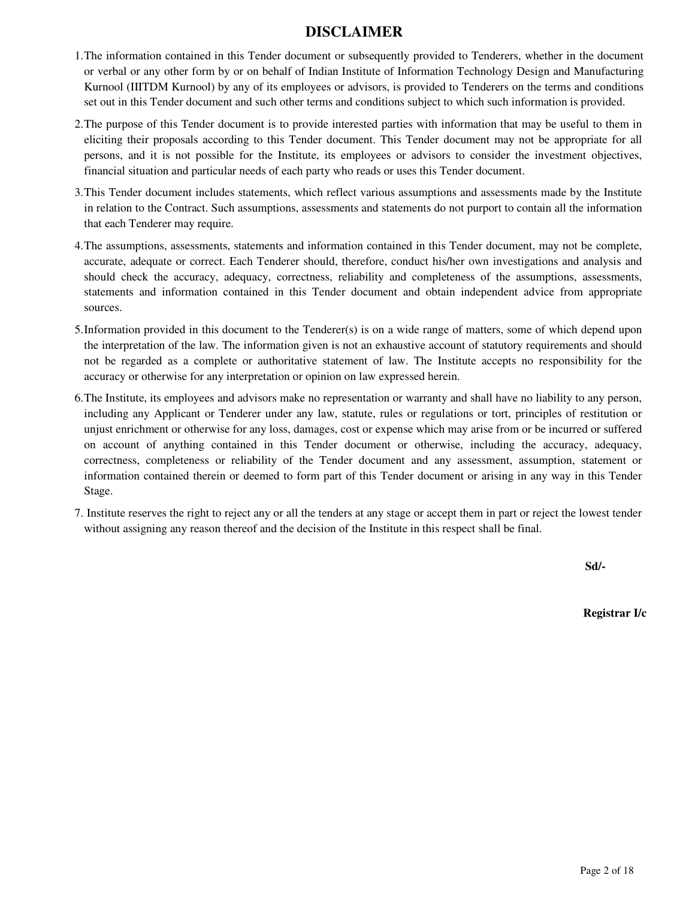# DISCLAIMER

1. The information contained in this Tender document or subsequently provided to Tenderers, whether in the document or verbal or any other form by or on behalf of Indian Institute of Information Technology Design and Manufacturing Kurnool (IIITDM Kurnool) by any of its employees or advisors, is provided to Tenderers on the terms and conditions set out in this Tender document and such other terms and conditions subject to which such information is provided.

2. The purpose of this Tender document is to provide interested parties with information that may be useful to them in eliciting their proposals according to this Tender document. This Tender document may not be appropriate for all persons, and it is not possible for the Institute, its employees or advisors to consider the investment objectives, financial situation and particular needs of each party who reads or uses this Tender document.

3. This Tender document includes statements, which reflect various assumptions and assessments made by the Institute in relation to the Contract. Such assumptions, assessments and statements do not purport to contain all the information that each Tenderer may require.

4. The assumptions, assessments, statements and information contained in this Tender document, may not be complete, accurate, adequate or correct. Each Tenderer should, therefore, conduct his/her own investigations and analysis and should check the accuracy, adequacy, correctness, reliability and completeness of the assumptions, assessments, statements and information contained in this Tender document and obtain independent advice from appropriate sources.

5. Information provided in this document to the Tenderer(s) is on a wide range of matters, some of which depend upon the interpretation of the law. The information given is not an exhaustive account of statutory requirements and should not be regarded as a complete or authoritative statement of law. The Institute accepts no responsibility for the accuracy or otherwise for any interpretation or opinion on law expressed herein.

6. The Institute, its employees and advisors make no representation or warranty and shall have no liability to any person, including any Applicant or Tenderer under any law, statute, rules or regulations or tort, principles of restitution or unjust enrichment or otherwise for any loss, damages, cost or expense which may arise from or be incurred or suffered on account of anything contained in this Tender document or otherwise, including the accuracy, adequacy, correctness, completeness or reliability of the Tender document and any assessment, assumption, statement or information contained therein or deemed to form part of this Tender document or arising in any way in this Tender Stage.

7. Institute reserves the right to reject any or all the tenders at any stage or accept them in part or reject the lowest tender without assigning any reason thereof and the decision of the Institute in this respect shall be final.

**Sd/-**

**Registrar I/c**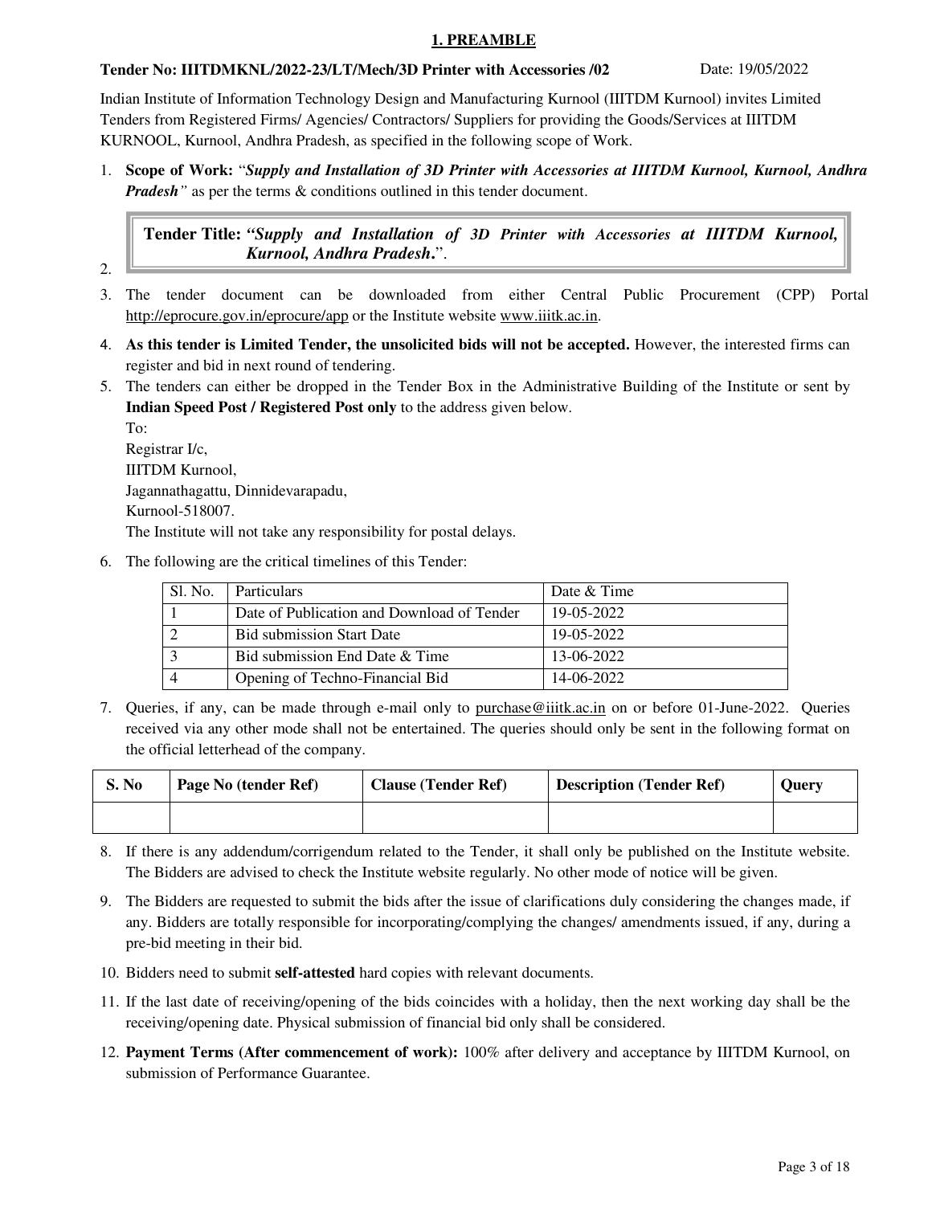## 1. PREAMBLE

**Tender No: IIITDMKNL/2022-23/LT/Mech/3D Printer with Accessories /02** Date: 19/05/2022

Indian Institute of Information Technology Design and Manufacturing Kurnool (IIITDM Kurnool) invites Limited Tenders from Registered Firms/ Agencies/ Contractors/ Suppliers for providing the Goods/Services at IIITDM KURNOOL, Kurnool, Andhra Pradesh, as specified in the following scope of Work.

1. **Scope of Work:** "***Supply and Installation of 3D Printer with Accessories at IIITDM Kurnool, Kurnool, Andhra Pradesh***" as per the terms & conditions outlined in this tender document.

2. **Tender Title:** ***"Supply and Installation of 3D Printer with Accessories at IIITDM Kurnool, Kurnool, Andhra Pradesh.***".

3. The tender document can be downloaded from either Central Public Procurement (CPP) Portal http://eprocure.gov.in/eprocure/app or the Institute website www.iiitk.ac.in.

4. **As this tender is Limited Tender, the unsolicited bids will not be accepted.** However, the interested firms can register and bid in next round of tendering.

5. The tenders can either be dropped in the Tender Box in the Administrative Building of the Institute or sent by **Indian Speed Post / Registered Post only** to the address given below.
   To:
   Registrar I/c,
   IIITDM Kurnool,
   Jagannathagattu, Dinnidevarapadu,
   Kurnool-518007.
   The Institute will not take any responsibility for postal delays.

6. The following are the critical timelines of this Tender:

| Sl. No. | Particulars | Date & Time |
|---|---|---|
| 1 | Date of Publication and Download of Tender | 19-05-2022 |
| 2 | Bid submission Start Date | 19-05-2022 |
| 3 | Bid submission End Date & Time | 13-06-2022 |
| 4 | Opening of Techno-Financial Bid | 14-06-2022 |

7. Queries, if any, can be made through e-mail only to purchase@iiitk.ac.in on or before 01-June-2022. Queries received via any other mode shall not be entertained. The queries should only be sent in the following format on the official letterhead of the company.

| S. No | Page No (tender Ref) | Clause (Tender Ref) | Description (Tender Ref) | Query |
|---|---|---|---|---|
| | | | | |

8. If there is any addendum/corrigendum related to the Tender, it shall only be published on the Institute website. The Bidders are advised to check the Institute website regularly. No other mode of notice will be given.

9. The Bidders are requested to submit the bids after the issue of clarifications duly considering the changes made, if any. Bidders are totally responsible for incorporating/complying the changes/ amendments issued, if any, during a pre-bid meeting in their bid.

10. Bidders need to submit **self-attested** hard copies with relevant documents.

11. If the last date of receiving/opening of the bids coincides with a holiday, then the next working day shall be the receiving/opening date. Physical submission of financial bid only shall be considered.

12. **Payment Terms (After commencement of work):** 100% after delivery and acceptance by IIITDM Kurnool, on submission of Performance Guarantee.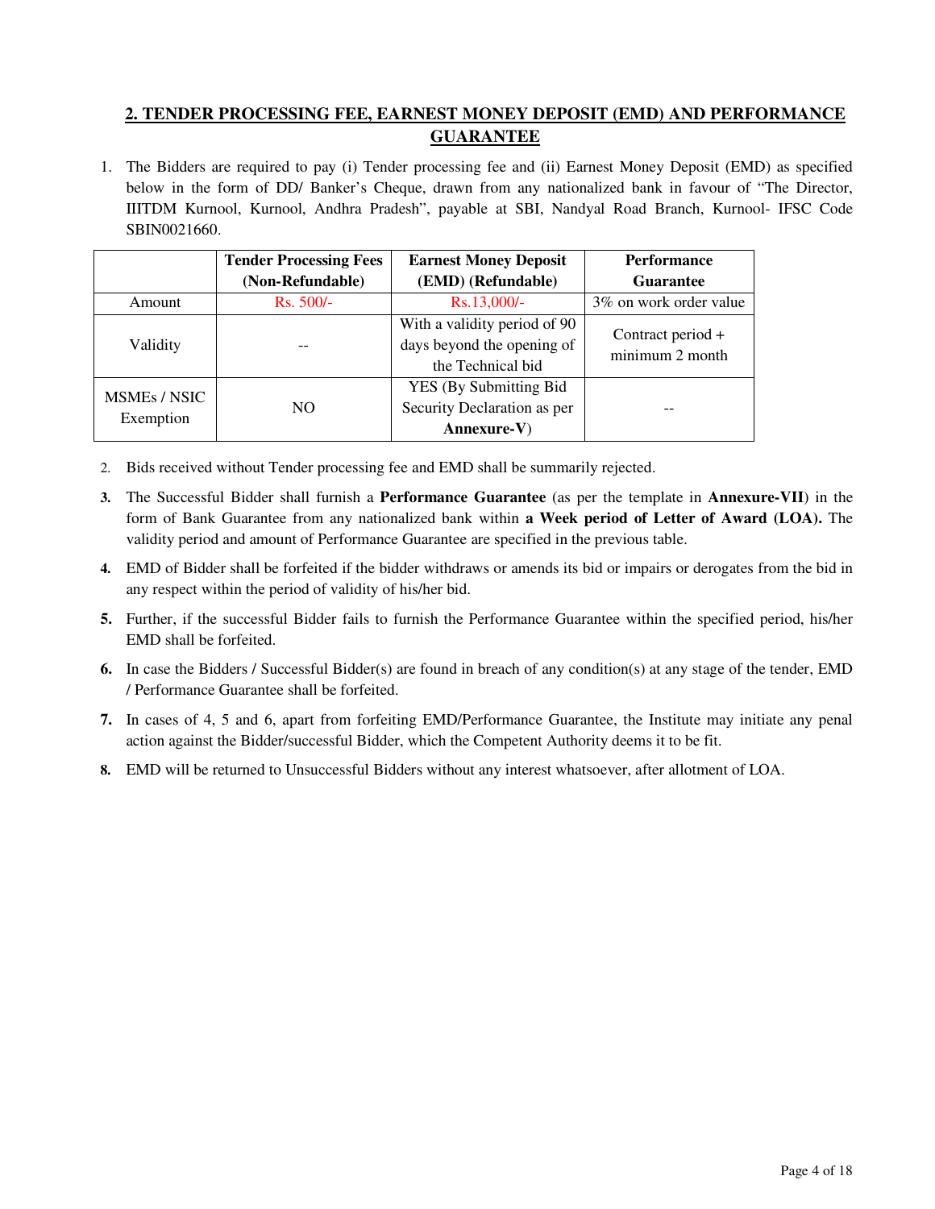## 2. TENDER PROCESSING FEE, EARNEST MONEY DEPOSIT (EMD) AND PERFORMANCE GUARANTEE

1. The Bidders are required to pay (i) Tender processing fee and (ii) Earnest Money Deposit (EMD) as specified below in the form of DD/ Banker's Cheque, drawn from any nationalized bank in favour of "The Director, IIITDM Kurnool, Kurnool, Andhra Pradesh", payable at SBI, Nandyal Road Branch, Kurnool- IFSC Code SBIN0021660.

| | **Tender Processing Fees (Non-Refundable)** | **Earnest Money Deposit (EMD) (Refundable)** | **Performance Guarantee** |
|---|---|---|---|
| Amount | Rs. 500/- | Rs.13,000/- | 3% on work order value |
| Validity | -- | With a validity period of 90 days beyond the opening of the Technical bid | Contract period + minimum 2 month |
| MSMEs / NSIC Exemption | NO | YES (By Submitting Bid Security Declaration as per **Annexure-V**) | -- |

2. Bids received without Tender processing fee and EMD shall be summarily rejected.
3. The Successful Bidder shall furnish a **Performance Guarantee** (as per the template in **Annexure-VII**) in the form of Bank Guarantee from any nationalized bank within **a Week period of Letter of Award (LOA).** The validity period and amount of Performance Guarantee are specified in the previous table.
4. EMD of Bidder shall be forfeited if the bidder withdraws or amends its bid or impairs or derogates from the bid in any respect within the period of validity of his/her bid.
5. Further, if the successful Bidder fails to furnish the Performance Guarantee within the specified period, his/her EMD shall be forfeited.
6. In case the Bidders / Successful Bidder(s) are found in breach of any condition(s) at any stage of the tender, EMD / Performance Guarantee shall be forfeited.
7. In cases of 4, 5 and 6, apart from forfeiting EMD/Performance Guarantee, the Institute may initiate any penal action against the Bidder/successful Bidder, which the Competent Authority deems it to be fit.
8. EMD will be returned to Unsuccessful Bidders without any interest whatsoever, after allotment of LOA.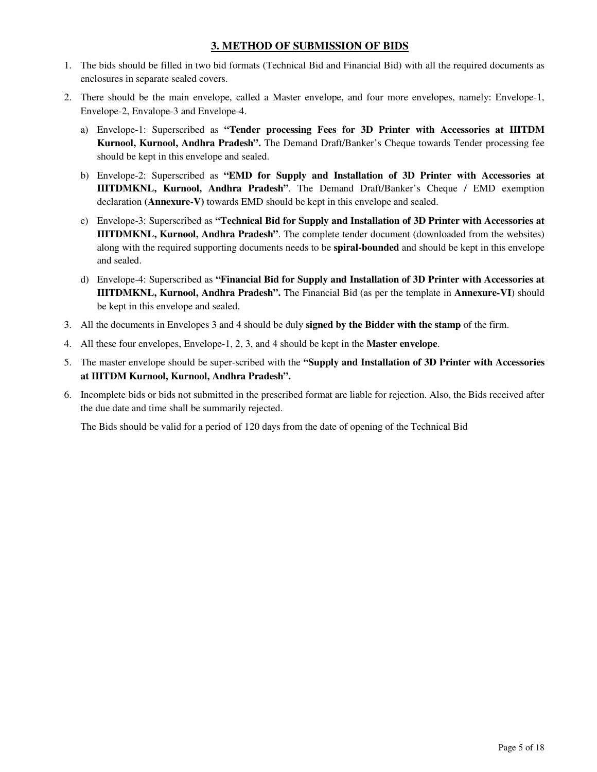## 3. METHOD OF SUBMISSION OF BIDS

1. The bids should be filled in two bid formats (Technical Bid and Financial Bid) with all the required documents as enclosures in separate sealed covers.
2. There should be the main envelope, called a Master envelope, and four more envelopes, namely: Envelope-1, Envelope-2, Envalope-3 and Envelope-4.
   a) Envelope-1: Superscribed as **"Tender processing Fees for 3D Printer with Accessories at IIITDM Kurnool, Kurnool, Andhra Pradesh".** The Demand Draft/Banker's Cheque towards Tender processing fee should be kept in this envelope and sealed.
   b) Envelope-2: Superscribed as **"EMD for Supply and Installation of 3D Printer with Accessories at IIITDMKNL, Kurnool, Andhra Pradesh"**. The Demand Draft/Banker's Cheque / EMD exemption declaration **(Annexure-V)** towards EMD should be kept in this envelope and sealed.
   c) Envelope-3: Superscribed as **"Technical Bid for Supply and Installation of 3D Printer with Accessories at IIITDMKNL, Kurnool, Andhra Pradesh"**. The complete tender document (downloaded from the websites) along with the required supporting documents needs to be **spiral-bounded** and should be kept in this envelope and sealed.
   d) Envelope-4: Superscribed as **"Financial Bid for Supply and Installation of 3D Printer with Accessories at IIITDMKNL, Kurnool, Andhra Pradesh".** The Financial Bid (as per the template in **Annexure-VI**) should be kept in this envelope and sealed.
3. All the documents in Envelopes 3 and 4 should be duly **signed by the Bidder with the stamp** of the firm.
4. All these four envelopes, Envelope-1, 2, 3, and 4 should be kept in the **Master envelope**.
5. The master envelope should be super-scribed with the **"Supply and Installation of 3D Printer with Accessories at IIITDM Kurnool, Kurnool, Andhra Pradesh".**
6. Incomplete bids or bids not submitted in the prescribed format are liable for rejection. Also, the Bids received after the due date and time shall be summarily rejected.

   The Bids should be valid for a period of 120 days from the date of opening of the Technical Bid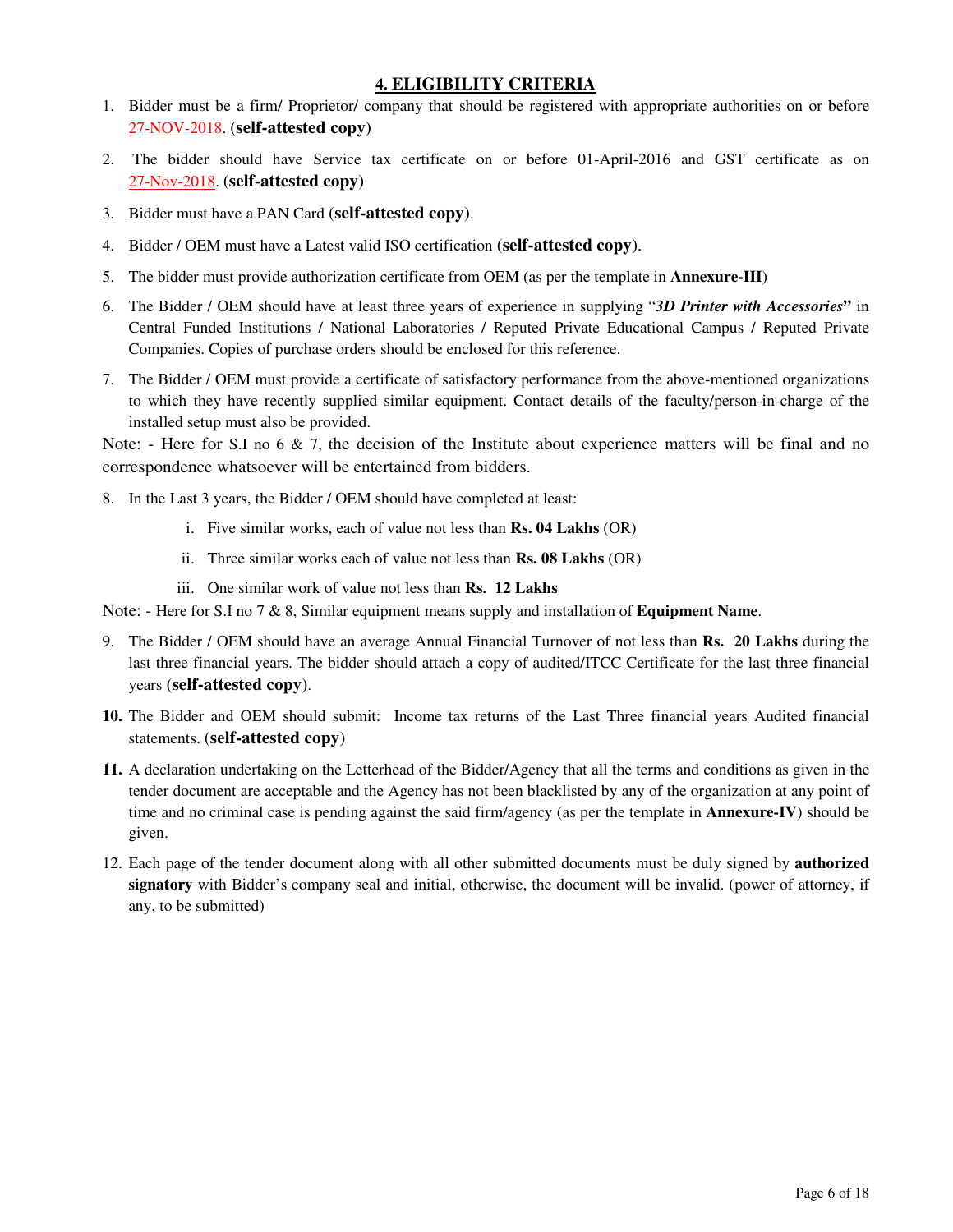## 4. ELIGIBILITY CRITERIA

1. Bidder must be a firm/ Proprietor/ company that should be registered with appropriate authorities on or before 27-NOV-2018. (**self-attested copy**)
2. The bidder should have Service tax certificate on or before 01-April-2016 and GST certificate as on 27-Nov-2018. (**self-attested copy**)
3. Bidder must have a PAN Card (**self-attested copy**).
4. Bidder / OEM must have a Latest valid ISO certification (**self-attested copy**).
5. The bidder must provide authorization certificate from OEM (as per the template in **Annexure-III**)
6. The Bidder / OEM should have at least three years of experience in supplying "***3D Printer with Accessories***" in Central Funded Institutions / National Laboratories / Reputed Private Educational Campus / Reputed Private Companies. Copies of purchase orders should be enclosed for this reference.
7. The Bidder / OEM must provide a certificate of satisfactory performance from the above-mentioned organizations to which they have recently supplied similar equipment. Contact details of the faculty/person-in-charge of the installed setup must also be provided.

Note: - Here for S.I no 6 & 7, the decision of the Institute about experience matters will be final and no correspondence whatsoever will be entertained from bidders.

8. In the Last 3 years, the Bidder / OEM should have completed at least:
   1. Five similar works, each of value not less than **Rs. 04 Lakhs** (OR)
   2. Three similar works each of value not less than **Rs. 08 Lakhs** (OR)
   3. One similar work of value not less than **Rs. 12 Lakhs**

Note: - Here for S.I no 7 & 8, Similar equipment means supply and installation of **Equipment Name**.

9. The Bidder / OEM should have an average Annual Financial Turnover of not less than **Rs. 20 Lakhs** during the last three financial years. The bidder should attach a copy of audited/ITCC Certificate for the last three financial years (**self-attested copy**).
10. The Bidder and OEM should submit: Income tax returns of the Last Three financial years Audited financial statements. (**self-attested copy**)
11. A declaration undertaking on the Letterhead of the Bidder/Agency that all the terms and conditions as given in the tender document are acceptable and the Agency has not been blacklisted by any of the organization at any point of time and no criminal case is pending against the said firm/agency (as per the template in **Annexure-IV**) should be given.
12. Each page of the tender document along with all other submitted documents must be duly signed by **authorized signatory** with Bidder's company seal and initial, otherwise, the document will be invalid. (power of attorney, if any, to be submitted)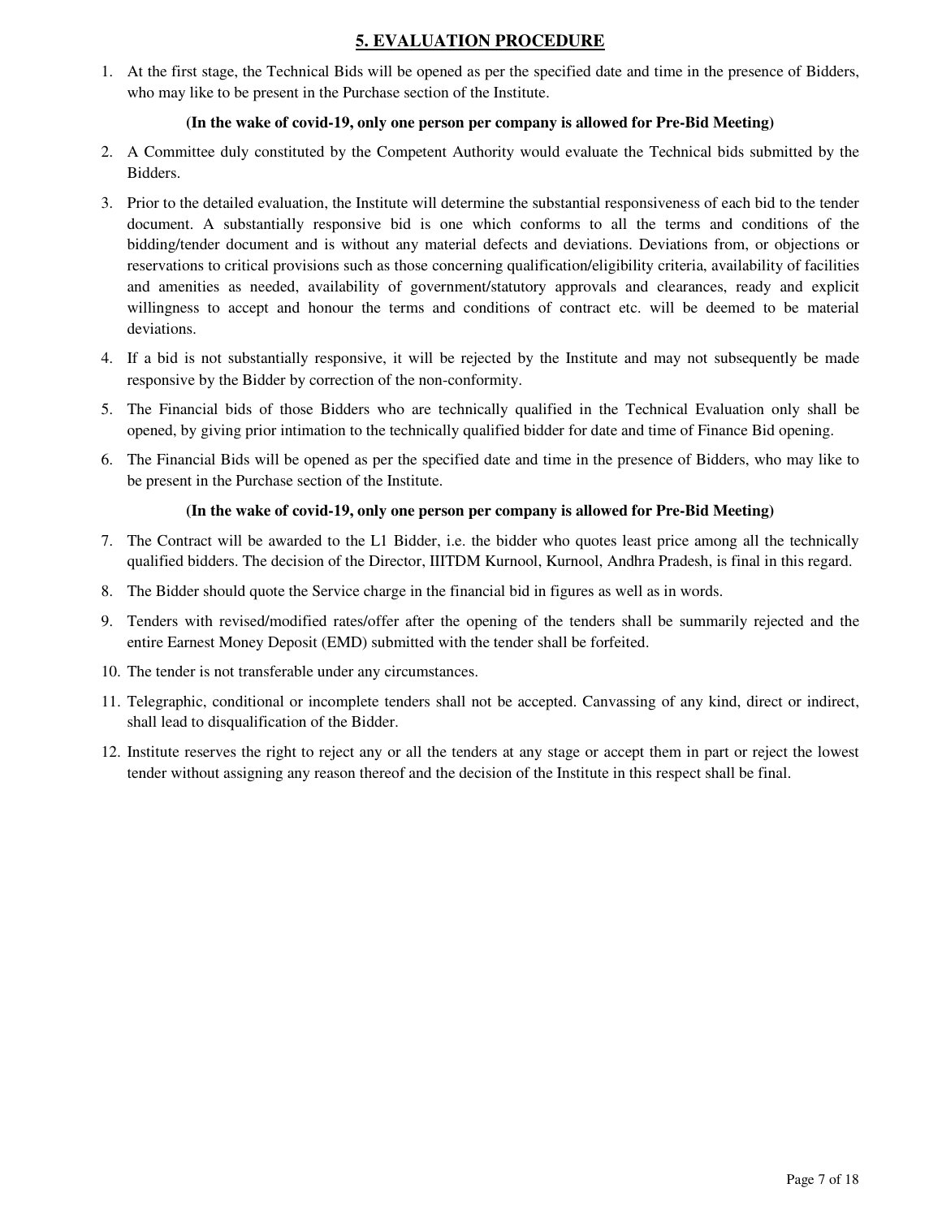## 5. EVALUATION PROCEDURE

1. At the first stage, the Technical Bids will be opened as per the specified date and time in the presence of Bidders, who may like to be present in the Purchase section of the Institute.

   **(In the wake of covid-19, only one person per company is allowed for Pre-Bid Meeting)**

2. A Committee duly constituted by the Competent Authority would evaluate the Technical bids submitted by the Bidders.
3. Prior to the detailed evaluation, the Institute will determine the substantial responsiveness of each bid to the tender document. A substantially responsive bid is one which conforms to all the terms and conditions of the bidding/tender document and is without any material defects and deviations. Deviations from, or objections or reservations to critical provisions such as those concerning qualification/eligibility criteria, availability of facilities and amenities as needed, availability of government/statutory approvals and clearances, ready and explicit willingness to accept and honour the terms and conditions of contract etc. will be deemed to be material deviations.
4. If a bid is not substantially responsive, it will be rejected by the Institute and may not subsequently be made responsive by the Bidder by correction of the non-conformity.
5. The Financial bids of those Bidders who are technically qualified in the Technical Evaluation only shall be opened, by giving prior intimation to the technically qualified bidder for date and time of Finance Bid opening.
6. The Financial Bids will be opened as per the specified date and time in the presence of Bidders, who may like to be present in the Purchase section of the Institute.

   **(In the wake of covid-19, only one person per company is allowed for Pre-Bid Meeting)**

7. The Contract will be awarded to the L1 Bidder, i.e. the bidder who quotes least price among all the technically qualified bidders. The decision of the Director, IIITDM Kurnool, Kurnool, Andhra Pradesh, is final in this regard.
8. The Bidder should quote the Service charge in the financial bid in figures as well as in words.
9. Tenders with revised/modified rates/offer after the opening of the tenders shall be summarily rejected and the entire Earnest Money Deposit (EMD) submitted with the tender shall be forfeited.
10. The tender is not transferable under any circumstances.
11. Telegraphic, conditional or incomplete tenders shall not be accepted. Canvassing of any kind, direct or indirect, shall lead to disqualification of the Bidder.
12. Institute reserves the right to reject any or all the tenders at any stage or accept them in part or reject the lowest tender without assigning any reason thereof and the decision of the Institute in this respect shall be final.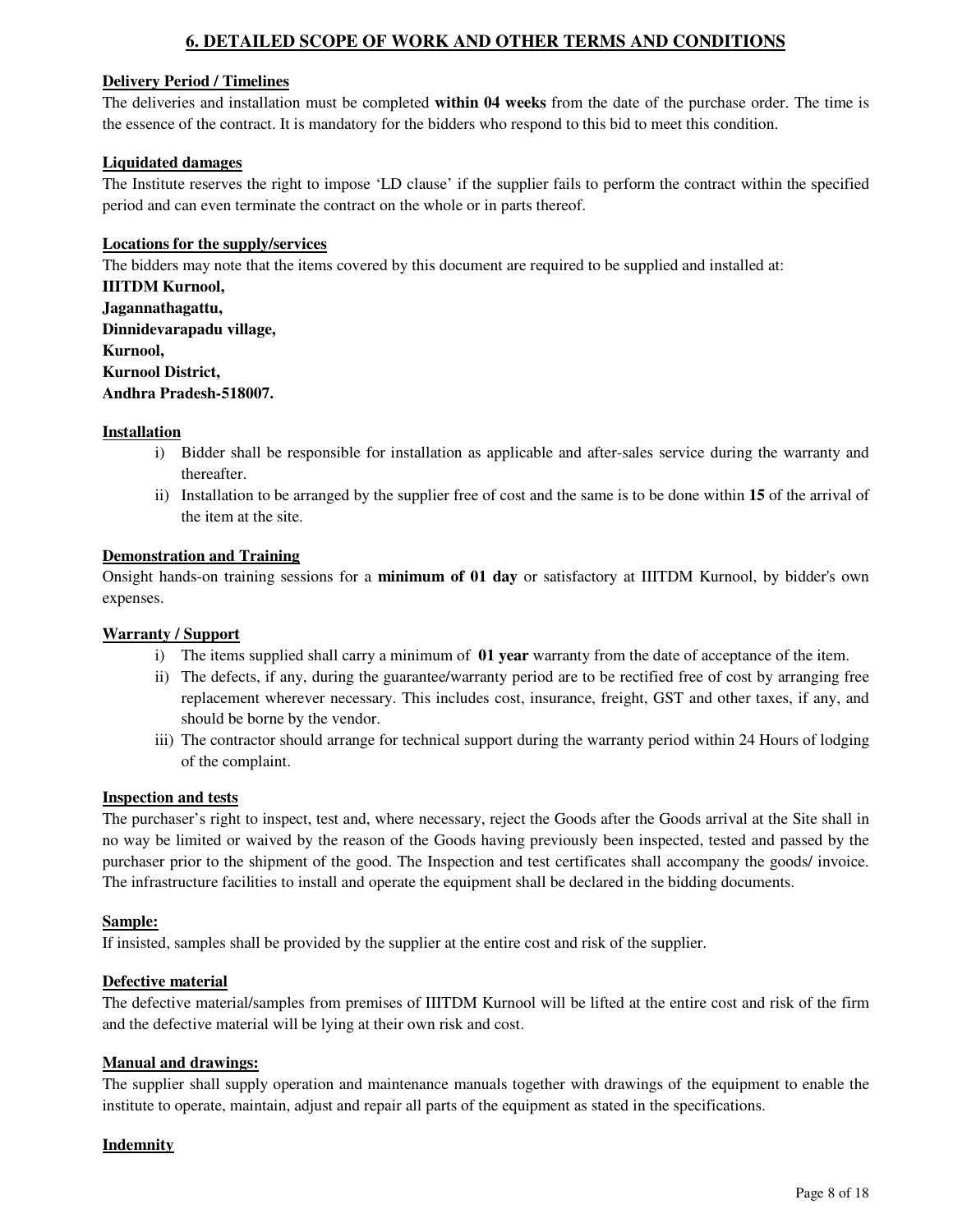## 6. DETAILED SCOPE OF WORK AND OTHER TERMS AND CONDITIONS

**Delivery Period / Timelines**

The deliveries and installation must be completed **within 04 weeks** from the date of the purchase order. The time is the essence of the contract. It is mandatory for the bidders who respond to this bid to meet this condition.

**Liquidated damages**

The Institute reserves the right to impose 'LD clause' if the supplier fails to perform the contract within the specified period and can even terminate the contract on the whole or in parts thereof.

**Locations for the supply/services**

The bidders may note that the items covered by this document are required to be supplied and installed at:

**IIITDM Kurnool,**
**Jagannathagattu,**
**Dinnidevarapadu village,**
**Kurnool,**
**Kurnool District,**
**Andhra Pradesh-518007.**

**Installation**

i) Bidder shall be responsible for installation as applicable and after-sales service during the warranty and thereafter.
ii) Installation to be arranged by the supplier free of cost and the same is to be done within **15** of the arrival of the item at the site.

**Demonstration and Training**

Onsight hands-on training sessions for a **minimum of 01 day** or satisfactory at IIITDM Kurnool, by bidder's own expenses.

**Warranty / Support**

i) The items supplied shall carry a minimum of **01 year** warranty from the date of acceptance of the item.
ii) The defects, if any, during the guarantee/warranty period are to be rectified free of cost by arranging free replacement wherever necessary. This includes cost, insurance, freight, GST and other taxes, if any, and should be borne by the vendor.
iii) The contractor should arrange for technical support during the warranty period within 24 Hours of lodging of the complaint.

**Inspection and tests**

The purchaser's right to inspect, test and, where necessary, reject the Goods after the Goods arrival at the Site shall in no way be limited or waived by the reason of the Goods having previously been inspected, tested and passed by the purchaser prior to the shipment of the good. The Inspection and test certificates shall accompany the goods/ invoice. The infrastructure facilities to install and operate the equipment shall be declared in the bidding documents.

**Sample:**

If insisted, samples shall be provided by the supplier at the entire cost and risk of the supplier.

**Defective material**

The defective material/samples from premises of IIITDM Kurnool will be lifted at the entire cost and risk of the firm and the defective material will be lying at their own risk and cost.

**Manual and drawings:**

The supplier shall supply operation and maintenance manuals together with drawings of the equipment to enable the institute to operate, maintain, adjust and repair all parts of the equipment as stated in the specifications.

**Indemnity**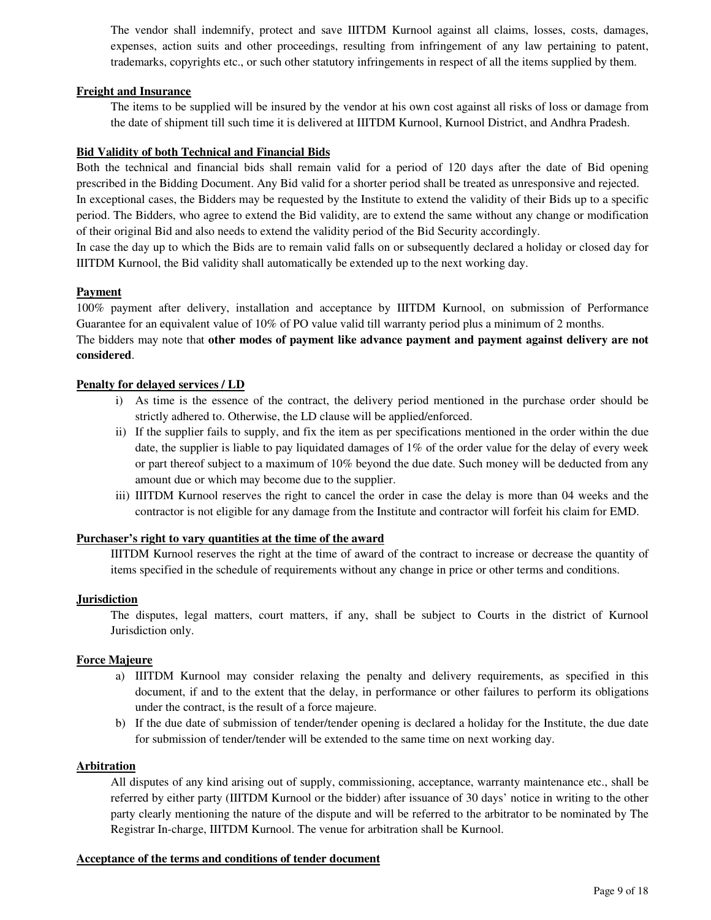The vendor shall indemnify, protect and save IIITDM Kurnool against all claims, losses, costs, damages, expenses, action suits and other proceedings, resulting from infringement of any law pertaining to patent, trademarks, copyrights etc., or such other statutory infringements in respect of all the items supplied by them.

**Freight and Insurance**

The items to be supplied will be insured by the vendor at his own cost against all risks of loss or damage from the date of shipment till such time it is delivered at IIITDM Kurnool, Kurnool District, and Andhra Pradesh.

**Bid Validity of both Technical and Financial Bids**

Both the technical and financial bids shall remain valid for a period of 120 days after the date of Bid opening prescribed in the Bidding Document. Any Bid valid for a shorter period shall be treated as unresponsive and rejected.
In exceptional cases, the Bidders may be requested by the Institute to extend the validity of their Bids up to a specific period. The Bidders, who agree to extend the Bid validity, are to extend the same without any change or modification of their original Bid and also needs to extend the validity period of the Bid Security accordingly.
In case the day up to which the Bids are to remain valid falls on or subsequently declared a holiday or closed day for IIITDM Kurnool, the Bid validity shall automatically be extended up to the next working day.

**Payment**

100% payment after delivery, installation and acceptance by IIITDM Kurnool, on submission of Performance Guarantee for an equivalent value of 10% of PO value valid till warranty period plus a minimum of 2 months.
The bidders may note that **other modes of payment like advance payment and payment against delivery are not considered**.

**Penalty for delayed services / LD**

i) As time is the essence of the contract, the delivery period mentioned in the purchase order should be strictly adhered to. Otherwise, the LD clause will be applied/enforced.
ii) If the supplier fails to supply, and fix the item as per specifications mentioned in the order within the due date, the supplier is liable to pay liquidated damages of 1% of the order value for the delay of every week or part thereof subject to a maximum of 10% beyond the due date. Such money will be deducted from any amount due or which may become due to the supplier.
iii) IIITDM Kurnool reserves the right to cancel the order in case the delay is more than 04 weeks and the contractor is not eligible for any damage from the Institute and contractor will forfeit his claim for EMD.

**Purchaser's right to vary quantities at the time of the award**

IIITDM Kurnool reserves the right at the time of award of the contract to increase or decrease the quantity of items specified in the schedule of requirements without any change in price or other terms and conditions.

**Jurisdiction**

The disputes, legal matters, court matters, if any, shall be subject to Courts in the district of Kurnool Jurisdiction only.

**Force Majeure**

a) IIITDM Kurnool may consider relaxing the penalty and delivery requirements, as specified in this document, if and to the extent that the delay, in performance or other failures to perform its obligations under the contract, is the result of a force majeure.
b) If the due date of submission of tender/tender opening is declared a holiday for the Institute, the due date for submission of tender/tender will be extended to the same time on next working day.

**Arbitration**

All disputes of any kind arising out of supply, commissioning, acceptance, warranty maintenance etc., shall be referred by either party (IIITDM Kurnool or the bidder) after issuance of 30 days' notice in writing to the other party clearly mentioning the nature of the dispute and will be referred to the arbitrator to be nominated by The Registrar In-charge, IIITDM Kurnool. The venue for arbitration shall be Kurnool.

**Acceptance of the terms and conditions of tender document**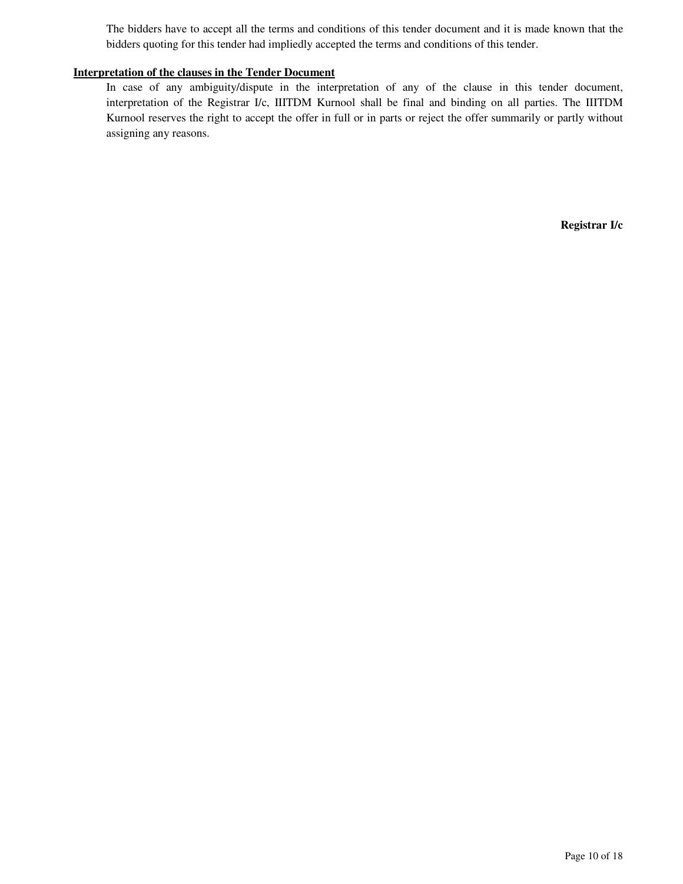The bidders have to accept all the terms and conditions of this tender document and it is made known that the bidders quoting for this tender had impliedly accepted the terms and conditions of this tender.

**Interpretation of the clauses in the Tender Document**

In case of any ambiguity/dispute in the interpretation of any of the clause in this tender document, interpretation of the Registrar I/c, IIITDM Kurnool shall be final and binding on all parties. The IIITDM Kurnool reserves the right to accept the offer in full or in parts or reject the offer summarily or partly without assigning any reasons.

**Registrar I/c**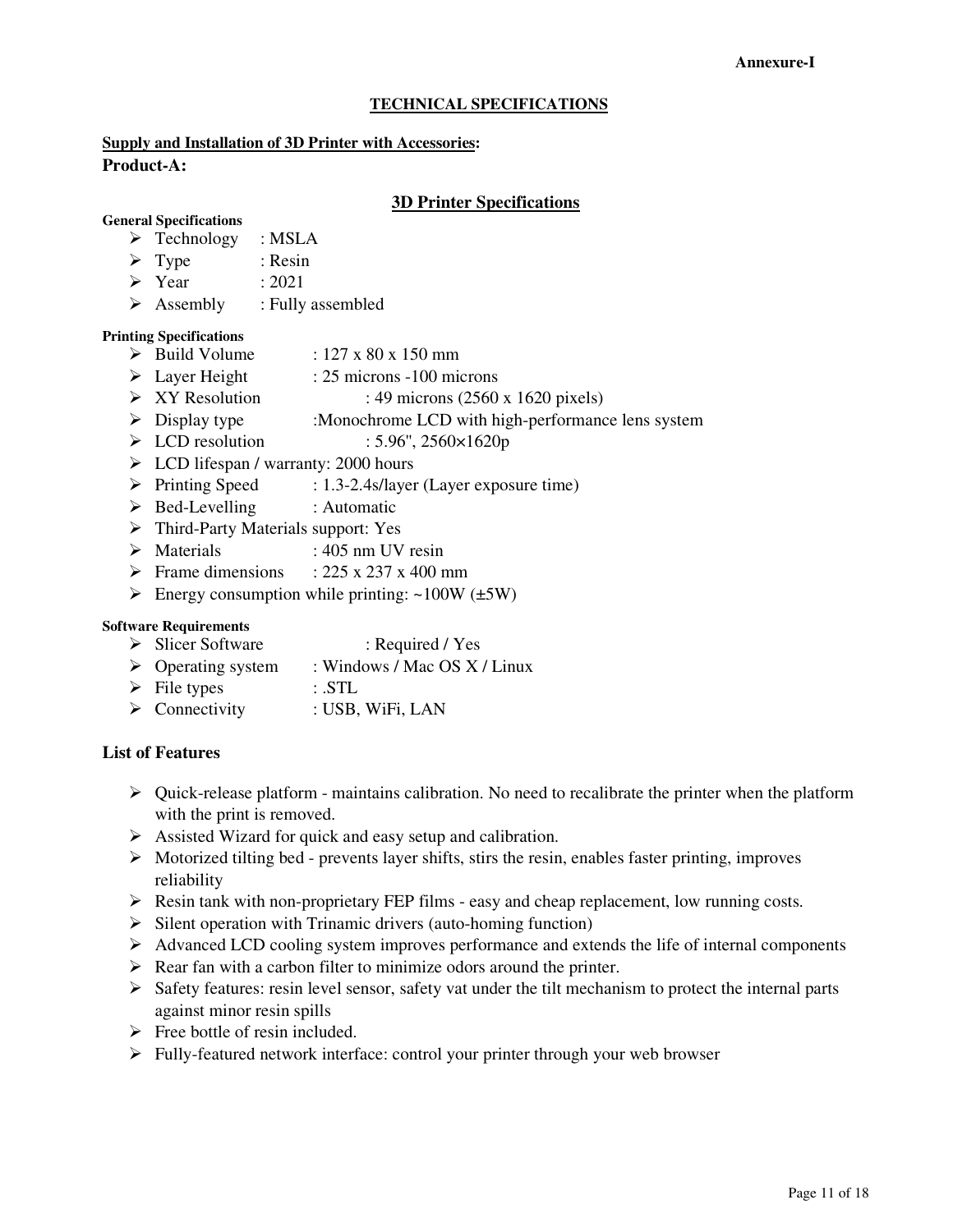**Annexure-I**

## TECHNICAL SPECIFICATIONS

**Supply and Installation of 3D Printer with Accessories:**

**Product-A:**

### 3D Printer Specifications

**General Specifications**

- Technology : MSLA
- Type : Resin
- Year : 2021
- Assembly : Fully assembled

**Printing Specifications**

- Build Volume : 127 x 80 x 150 mm
- Layer Height : 25 microns -100 microns
- XY Resolution : 49 microns (2560 x 1620 pixels)
- Display type :Monochrome LCD with high-performance lens system
- LCD resolution : 5.96", 2560×1620p
- LCD lifespan / warranty: 2000 hours
- Printing Speed : 1.3-2.4s/layer (Layer exposure time)
- Bed-Levelling : Automatic
- Third-Party Materials support: Yes
- Materials : 405 nm UV resin
- Frame dimensions : 225 x 237 x 400 mm
- Energy consumption while printing: ~100W (±5W)

**Software Requirements**

- Slicer Software : Required / Yes
- Operating system : Windows / Mac OS X / Linux
- File types : .STL
- Connectivity : USB, WiFi, LAN

**List of Features**

- Quick-release platform - maintains calibration. No need to recalibrate the printer when the platform with the print is removed.
- Assisted Wizard for quick and easy setup and calibration.
- Motorized tilting bed - prevents layer shifts, stirs the resin, enables faster printing, improves reliability
- Resin tank with non-proprietary FEP films - easy and cheap replacement, low running costs.
- Silent operation with Trinamic drivers (auto-homing function)
- Advanced LCD cooling system improves performance and extends the life of internal components
- Rear fan with a carbon filter to minimize odors around the printer.
- Safety features: resin level sensor, safety vat under the tilt mechanism to protect the internal parts against minor resin spills
- Free bottle of resin included.
- Fully-featured network interface: control your printer through your web browser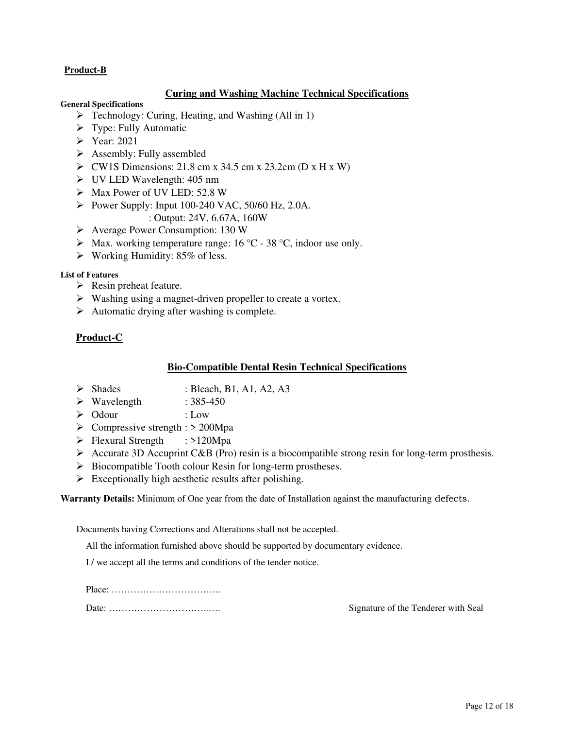**Product-B**

## Curing and Washing Machine Technical Specifications

**General Specifications**

- Technology: Curing, Heating, and Washing (All in 1)
- Type: Fully Automatic
- Year: 2021
- Assembly: Fully assembled
- CW1S Dimensions: 21.8 cm x 34.5 cm x 23.2cm (D x H x W)
- UV LED Wavelength: 405 nm
- Max Power of UV LED: 52.8 W
- Power Supply: Input 100-240 VAC, 50/60 Hz, 2.0A.
  : Output: 24V, 6.67A, 160W
- Average Power Consumption: 130 W
- Max. working temperature range: 16 °C - 38 °C, indoor use only.
- Working Humidity: 85% of less.

**List of Features**

- Resin preheat feature.
- Washing using a magnet-driven propeller to create a vortex.
- Automatic drying after washing is complete.

**Product-C**

## Bio-Compatible Dental Resin Technical Specifications

- Shades : Bleach, B1, A1, A2, A3
- Wavelength : 385-450
- Odour : Low
- Compressive strength : > 200Mpa
- Flexural Strength : >120Mpa
- Accurate 3D Accuprint C&B (Pro) resin is a biocompatible strong resin for long-term prosthesis.
- Biocompatible Tooth colour Resin for long-term prostheses.
- Exceptionally high aesthetic results after polishing.

**Warranty Details:** Minimum of One year from the date of Installation against the manufacturing defects.

Documents having Corrections and Alterations shall not be accepted.

All the information furnished above should be supported by documentary evidence.

I / we accept all the terms and conditions of the tender notice.

Place: ……………………………..

Date: ……………………………..….

Signature of the Tenderer with Seal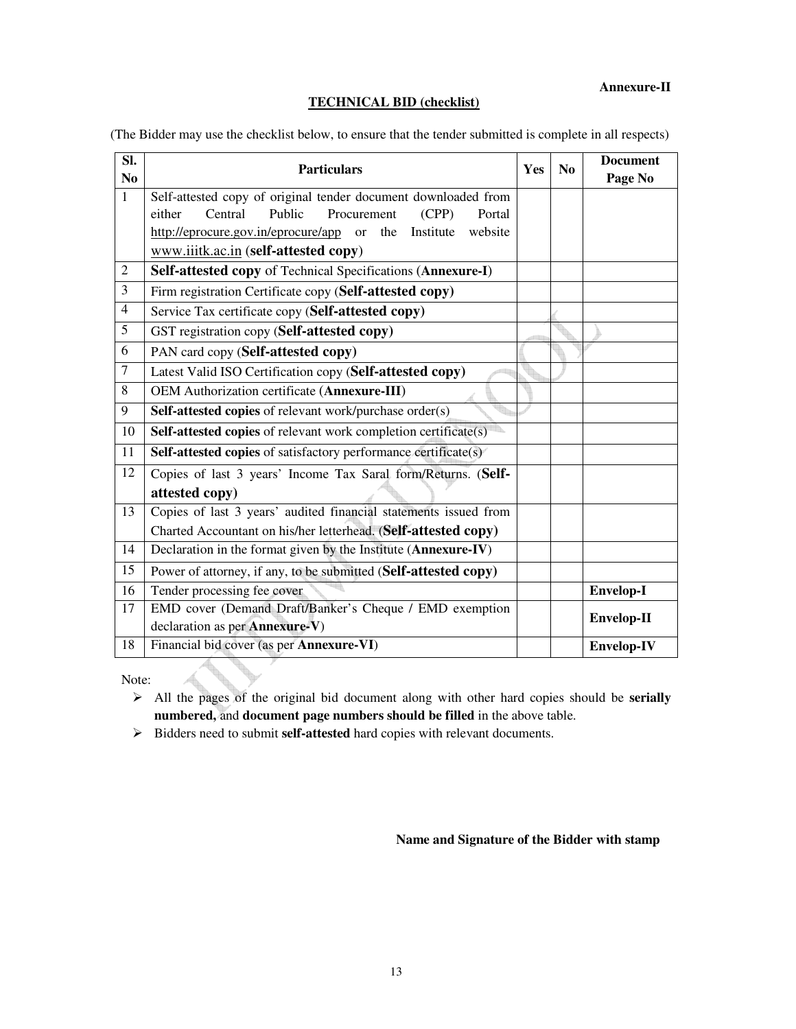**Annexure-II**

**TECHNICAL BID (checklist)**

(The Bidder may use the checklist below, to ensure that the tender submitted is complete in all respects)

| Sl. No | Particulars | Yes | No | Document Page No |
|---|---|---|---|---|
| 1 | Self-attested copy of original tender document downloaded from either Central Public Procurement (CPP) Portal http://eprocure.gov.in/eprocure/app or the Institute website www.iiitk.ac.in (**self-attested copy**) | | | |
| 2 | **Self-attested copy** of Technical Specifications (**Annexure-I**) | | | |
| 3 | Firm registration Certificate copy (**Self-attested copy**) | | | |
| 4 | Service Tax certificate copy (**Self-attested copy**) | | | |
| 5 | GST registration copy (**Self-attested copy**) | | | |
| 6 | PAN card copy (**Self-attested copy**) | | | |
| 7 | Latest Valid ISO Certification copy (**Self-attested copy**) | | | |
| 8 | OEM Authorization certificate (**Annexure-III**) | | | |
| 9 | **Self-attested copies** of relevant work/purchase order(s) | | | |
| 10 | **Self-attested copies** of relevant work completion certificate(s) | | | |
| 11 | **Self-attested copies** of satisfactory performance certificate(s) | | | |
| 12 | Copies of last 3 years' Income Tax Saral form/Returns. (**Self-attested copy**) | | | |
| 13 | Copies of last 3 years' audited financial statements issued from Charted Accountant on his/her letterhead. (**Self-attested copy**) | | | |
| 14 | Declaration in the format given by the Institute (**Annexure-IV**) | | | |
| 15 | Power of attorney, if any, to be submitted (**Self-attested copy**) | | | |
| 16 | Tender processing fee cover | | | **Envelop-I** |
| 17 | EMD cover (Demand Draft/Banker's Cheque / EMD exemption declaration as per **Annexure-V**) | | | **Envelop-II** |
| 18 | Financial bid cover (as per **Annexure-VI**) | | | **Envelop-IV** |

Note:

- All the pages of the original bid document along with other hard copies should be **serially numbered,** and **document page numbers should be filled** in the above table.
- Bidders need to submit **self-attested** hard copies with relevant documents.

**Name and Signature of the Bidder with stamp**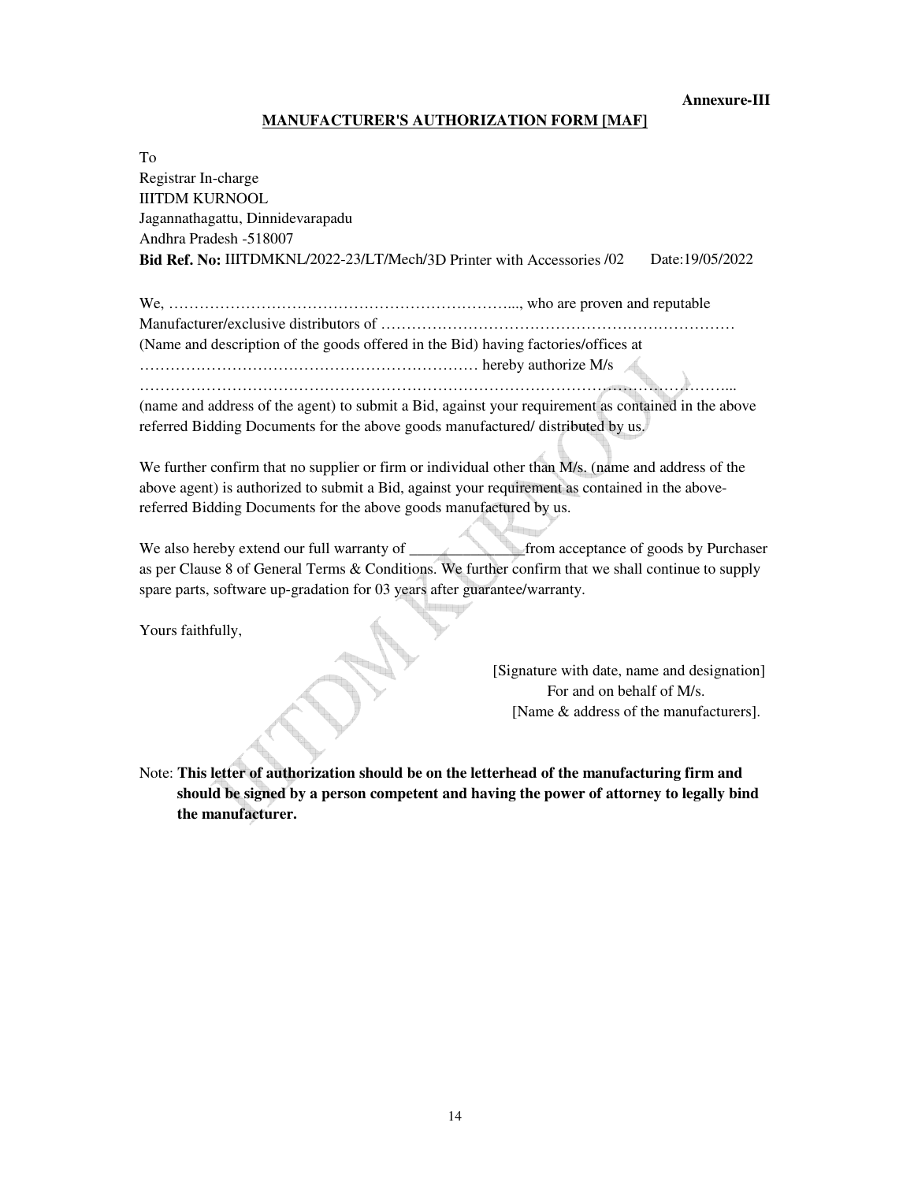**Annexure-III**

## MANUFACTURER'S AUTHORIZATION FORM [MAF]

To
Registrar In-charge
IIITDM KURNOOL
Jagannathagattu, Dinnidevarapadu
Andhra Pradesh -518007
**Bid Ref. No:** IIITDMKNL/2022-23/LT/Mech/3D Printer with Accessories /02 Date:19/05/2022

We, ……………………………………………………………..., who are proven and reputable Manufacturer/exclusive distributors of …………………………………………………………… (Name and description of the goods offered in the Bid) having factories/offices at ………………………………………………………… hereby authorize M/s …………………………………………………………………………………………………... (name and address of the agent) to submit a Bid, against your requirement as contained in the above referred Bidding Documents for the above goods manufactured/ distributed by us.

We further confirm that no supplier or firm or individual other than M/s. (name and address of the above agent) is authorized to submit a Bid, against your requirement as contained in the above-referred Bidding Documents for the above goods manufactured by us.

We also hereby extend our full warranty of _______________from acceptance of goods by Purchaser as per Clause 8 of General Terms & Conditions. We further confirm that we shall continue to supply spare parts, software up-gradation for 03 years after guarantee/warranty.

Yours faithfully,

[Signature with date, name and designation]
For and on behalf of M/s.
[Name & address of the manufacturers].

Note: **This letter of authorization should be on the letterhead of the manufacturing firm and should be signed by a person competent and having the power of attorney to legally bind the manufacturer.**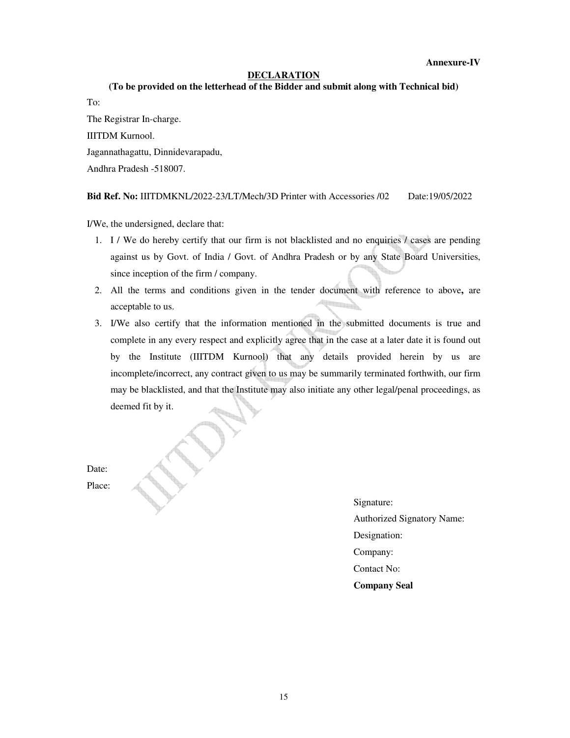**Annexure-IV**

## DECLARATION

**(To be provided on the letterhead of the Bidder and submit along with Technical bid)**

To:

The Registrar In-charge.

IIITDM Kurnool.

Jagannathagattu, Dinnidevarapadu,

Andhra Pradesh -518007.

**Bid Ref. No:** IIITDMKNL/2022-23/LT/Mech/3D Printer with Accessories /02 Date:19/05/2022

I/We, the undersigned, declare that:

1. I / We do hereby certify that our firm is not blacklisted and no enquiries / cases are pending against us by Govt. of India / Govt. of Andhra Pradesh or by any State Board Universities, since inception of the firm / company.
2. All the terms and conditions given in the tender document with reference to above**,** are acceptable to us.
3. I/We also certify that the information mentioned in the submitted documents is true and complete in any every respect and explicitly agree that in the case at a later date it is found out by the Institute (IIITDM Kurnool) that any details provided herein by us are incomplete/incorrect, any contract given to us may be summarily terminated forthwith, our firm may be blacklisted, and that the Institute may also initiate any other legal/penal proceedings, as deemed fit by it.

Date:

Place:

Signature:

Authorized Signatory Name:

Designation:

Company:

Contact No:

**Company Seal**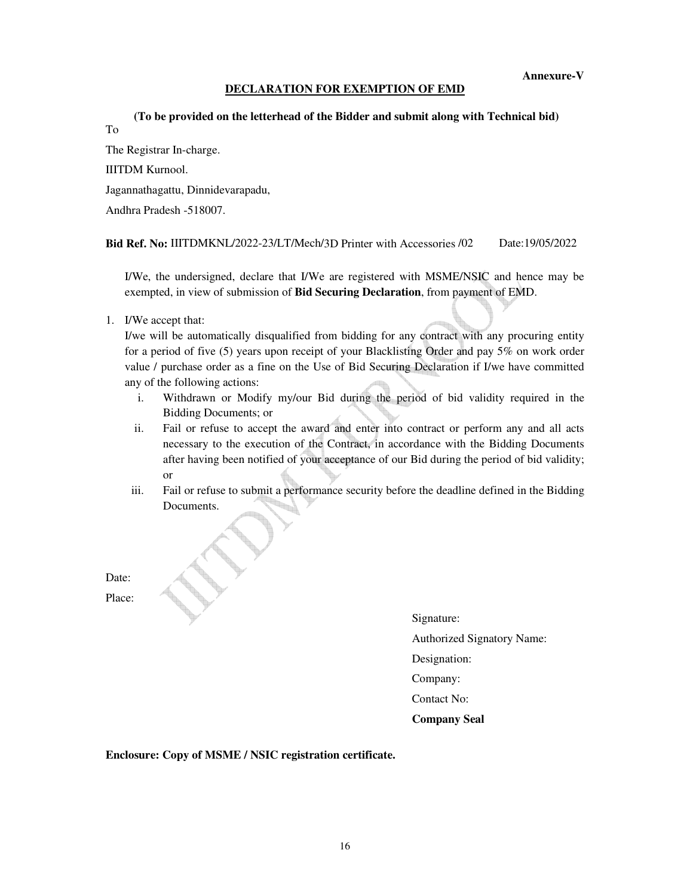**Annexure-V**

## DECLARATION FOR EXEMPTION OF EMD

**(To be provided on the letterhead of the Bidder and submit along with Technical bid)**

To

The Registrar In-charge.

IIITDM Kurnool.

Jagannathagattu, Dinnidevarapadu,

Andhra Pradesh -518007.

**Bid Ref. No:** IIITDMKNL/2022-23/LT/Mech/3D Printer with Accessories /02 Date:19/05/2022

I/We, the undersigned, declare that I/We are registered with MSME/NSIC and hence may be exempted, in view of submission of **Bid Securing Declaration**, from payment of EMD.

1. I/We accept that:
   I/we will be automatically disqualified from bidding for any contract with any procuring entity for a period of five (5) years upon receipt of your Blacklisting Order and pay 5% on work order value / purchase order as a fine on the Use of Bid Securing Declaration if I/we have committed any of the following actions:
   i. Withdrawn or Modify my/our Bid during the period of bid validity required in the Bidding Documents; or
   ii. Fail or refuse to accept the award and enter into contract or perform any and all acts necessary to the execution of the Contract, in accordance with the Bidding Documents after having been notified of your acceptance of our Bid during the period of bid validity; or
   iii. Fail or refuse to submit a performance security before the deadline defined in the Bidding Documents.

Date:

Place:

Signature:

Authorized Signatory Name:

Designation:

Company:

Contact No:

**Company Seal**

**Enclosure: Copy of MSME / NSIC registration certificate.**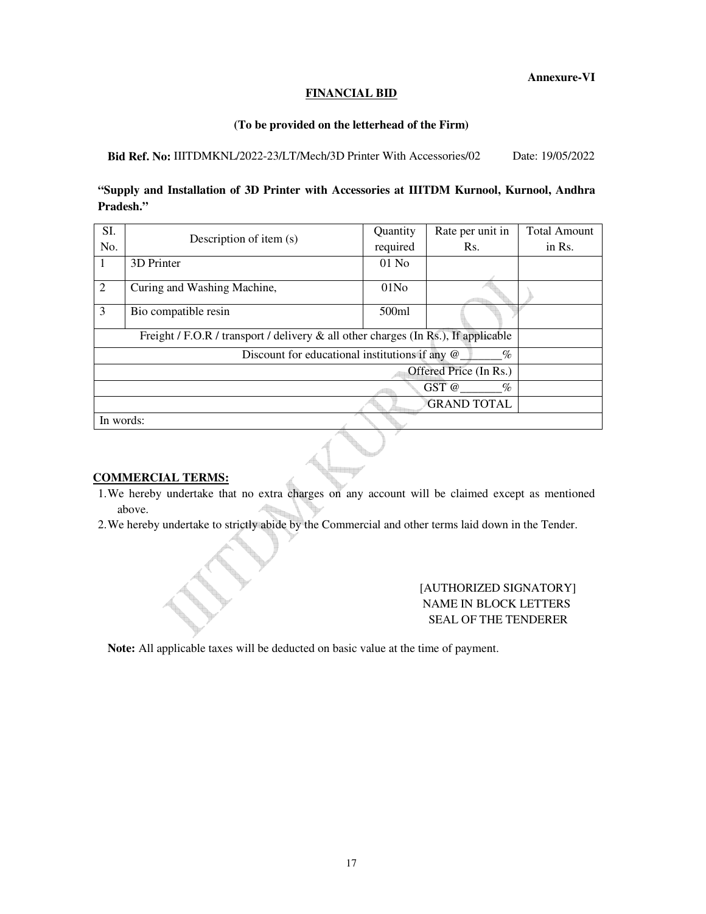**Annexure-VI**

## FINANCIAL BID

**(To be provided on the letterhead of the Firm)**

**Bid Ref. No:** IIITDMKNL/2022-23/LT/Mech/3D Printer With Accessories/02 Date: 19/05/2022

**"Supply and Installation of 3D Printer with Accessories at IIITDM Kurnool, Kurnool, Andhra Pradesh."**

| SI. No. | Description of item (s) | Quantity required | Rate per unit in Rs. | Total Amount in Rs. |
|---|---|---|---|---|
| 1 | 3D Printer | 01 No | | |
| 2 | Curing and Washing Machine, | 01No | | |
| 3 | Bio compatible resin | 500ml | | |
| Freight / F.O.R / transport / delivery & all other charges (In Rs.), If applicable | | | | |
| Discount for educational institutions if any @_______% | | | | |
| Offered Price (In Rs.) | | | | |
| GST @_______% | | | | |
| GRAND TOTAL | | | | |
| In words: | | | | |

**COMMERCIAL TERMS:**

1. We hereby undertake that no extra charges on any account will be claimed except as mentioned above.
2. We hereby undertake to strictly abide by the Commercial and other terms laid down in the Tender.

[AUTHORIZED SIGNATORY]
NAME IN BLOCK LETTERS
SEAL OF THE TENDERER

**Note:** All applicable taxes will be deducted on basic value at the time of payment.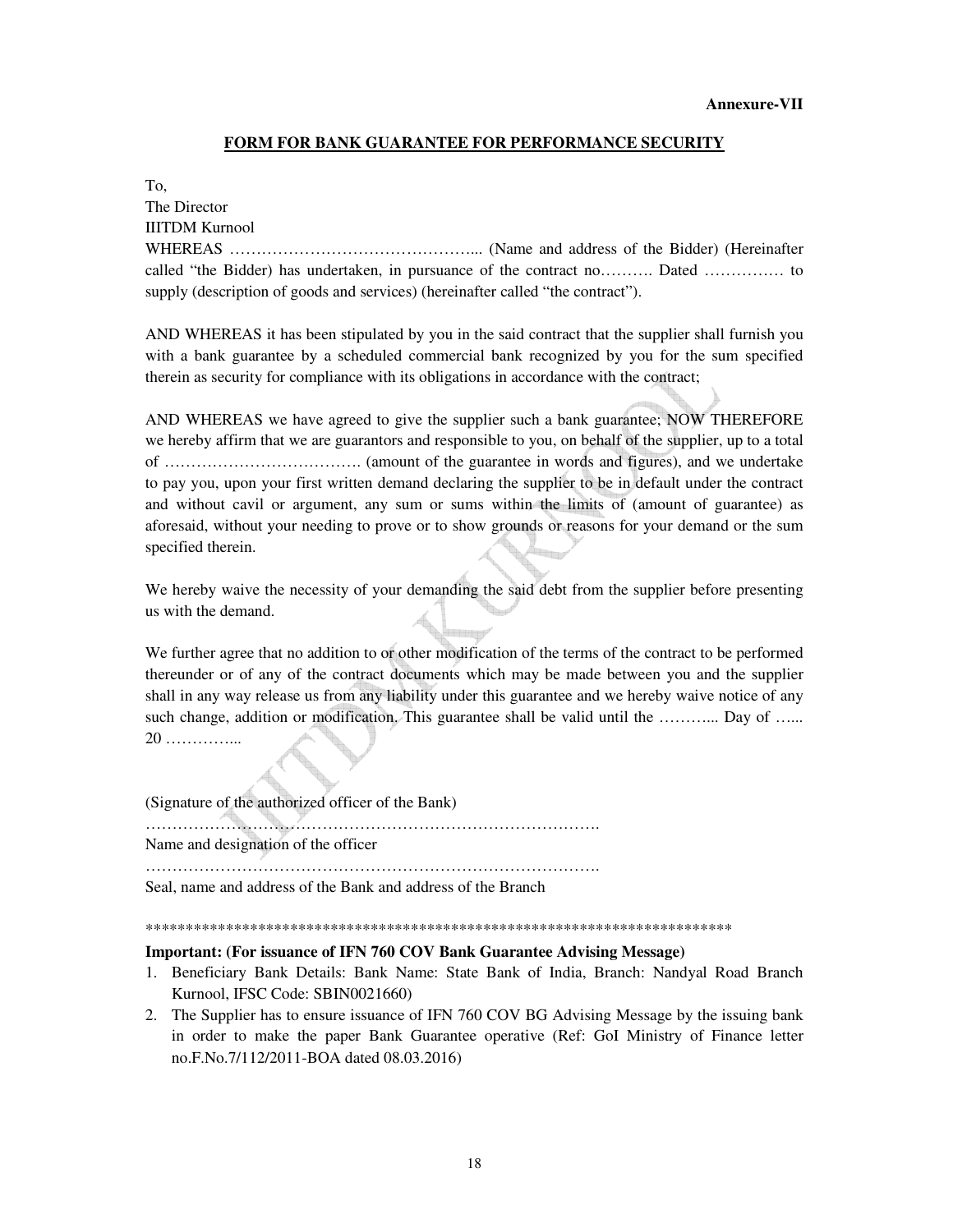**Annexure-VII**

## FORM FOR BANK GUARANTEE FOR PERFORMANCE SECURITY

To,
The Director
IIITDM Kurnool

WHEREAS ……………………………………….... (Name and address of the Bidder) (Hereinafter called "the Bidder) has undertaken, in pursuance of the contract no………. Dated …………… to supply (description of goods and services) (hereinafter called "the contract").

AND WHEREAS it has been stipulated by you in the said contract that the supplier shall furnish you with a bank guarantee by a scheduled commercial bank recognized by you for the sum specified therein as security for compliance with its obligations in accordance with the contract;

AND WHEREAS we have agreed to give the supplier such a bank guarantee; NOW THEREFORE we hereby affirm that we are guarantors and responsible to you, on behalf of the supplier, up to a total of ………………………………. (amount of the guarantee in words and figures), and we undertake to pay you, upon your first written demand declaring the supplier to be in default under the contract and without cavil or argument, any sum or sums within the limits of (amount of guarantee) as aforesaid, without your needing to prove or to show grounds or reasons for your demand or the sum specified therein.

We hereby waive the necessity of your demanding the said debt from the supplier before presenting us with the demand.

We further agree that no addition to or other modification of the terms of the contract to be performed thereunder or of any of the contract documents which may be made between you and the supplier shall in any way release us from any liability under this guarantee and we hereby waive notice of any such change, addition or modification. This guarantee shall be valid until the ……….. Day of …... 20 …………...

(Signature of the authorized officer of the Bank)

……………………………………………………………………….

Name and designation of the officer

……………………………………………………………………….

Seal, name and address of the Bank and address of the Branch

****************************************************************************

**Important: (For issuance of IFN 760 COV Bank Guarantee Advising Message)**

1. Beneficiary Bank Details: Bank Name: State Bank of India, Branch: Nandyal Road Branch Kurnool, IFSC Code: SBIN0021660)
2. The Supplier has to ensure issuance of IFN 760 COV BG Advising Message by the issuing bank in order to make the paper Bank Guarantee operative (Ref: GoI Ministry of Finance letter no.F.No.7/112/2011-BOA dated 08.03.2016)